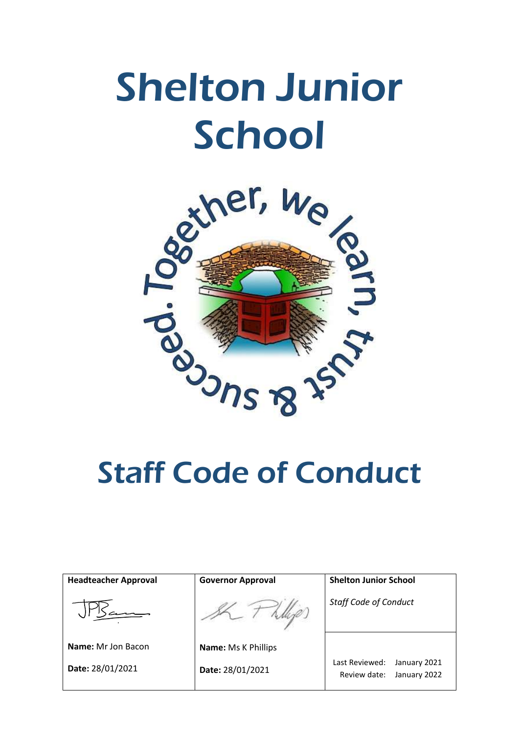# Shelton Junior School

Together, we learn, trust & succeed.

# Staff Code of Conduct

| Headteacher Approval | Governor Approval | Shelton Junior School |
|---|---|---|
| | | *Staff Code of Conduct* |
| **Name:** Mr Jon Bacon | **Name:** Ms K Phillips | |
| **Date:** 28/01/2021 | **Date:** 28/01/2021 | Last Reviewed: January 2021<br>Review date: January 2022 |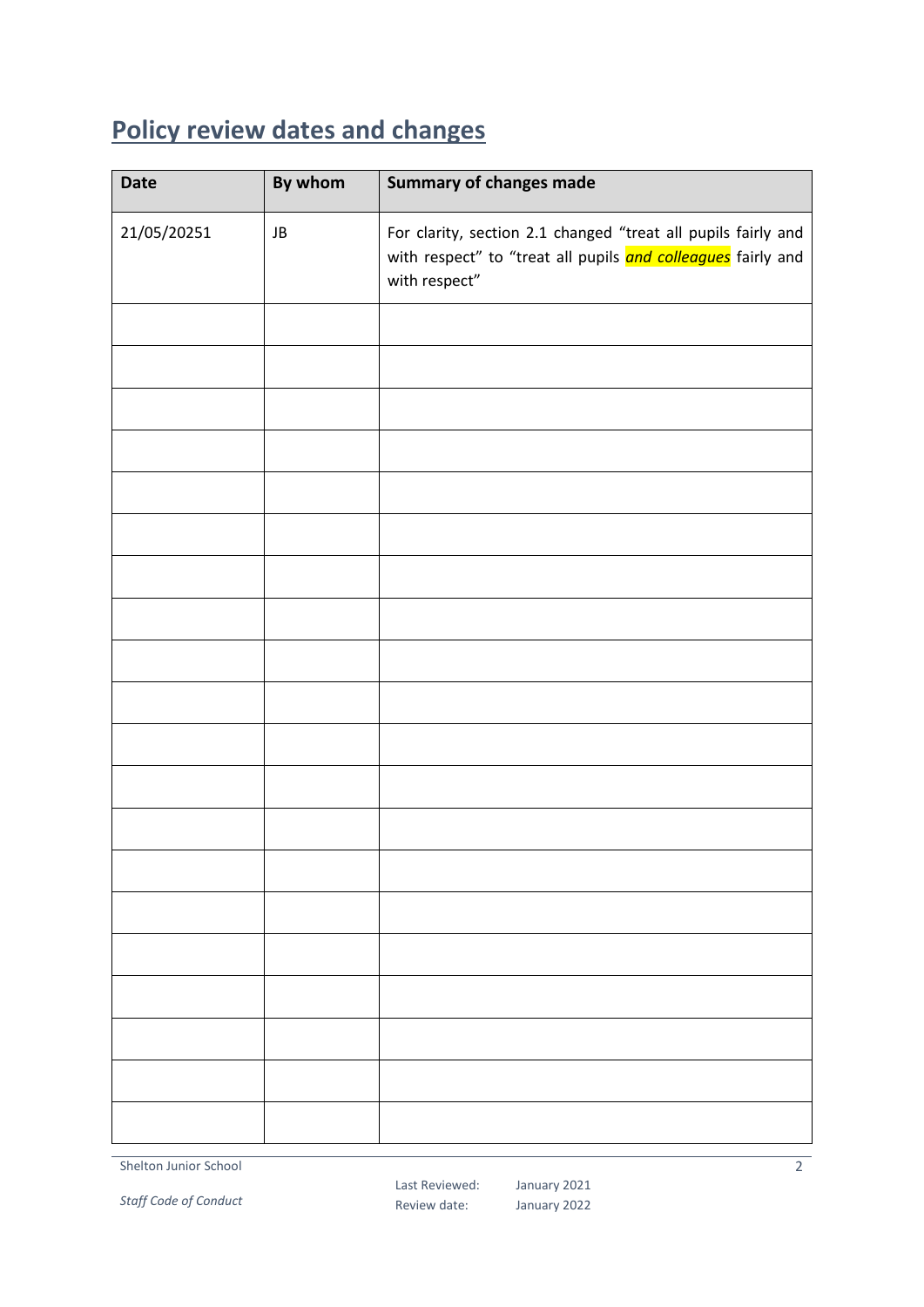## Policy review dates and changes

| Date | By whom | Summary of changes made |
|---|---|---|
| 21/05/20251 | JB | For clarity, section 2.1 changed "treat all pupils fairly and with respect" to "treat all pupils ***and colleagues*** fairly and with respect" |
| | | |
| | | |
| | | |
| | | |
| | | |
| | | |
| | | |
| | | |
| | | |
| | | |
| | | |
| | | |
| | | |
| | | |
| | | |
| | | |
| | | |
| | | |
| | | |
| | | |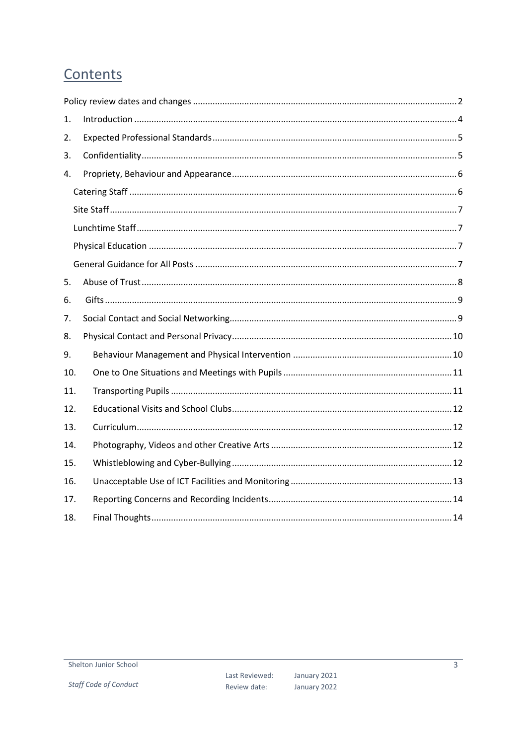# Contents

Policy review dates and changes .......... 2

1. Introduction .......... 4
2. Expected Professional Standards .......... 5
3. Confidentiality .......... 5
4. Propriety, Behaviour and Appearance .......... 6
   - Catering Staff .......... 6
   - Site Staff .......... 7
   - Lunchtime Staff .......... 7
   - Physical Education .......... 7
   - General Guidance for All Posts .......... 7
5. Abuse of Trust .......... 8
6. Gifts .......... 9
7. Social Contact and Social Networking .......... 9
8. Physical Contact and Personal Privacy .......... 10
9. Behaviour Management and Physical Intervention .......... 10
10. One to One Situations and Meetings with Pupils .......... 11
11. Transporting Pupils .......... 11
12. Educational Visits and School Clubs .......... 12
13. Curriculum .......... 12
14. Photography, Videos and other Creative Arts .......... 12
15. Whistleblowing and Cyber-Bullying .......... 12
16. Unacceptable Use of ICT Facilities and Monitoring .......... 13
17. Reporting Concerns and Recording Incidents .......... 14
18. Final Thoughts .......... 14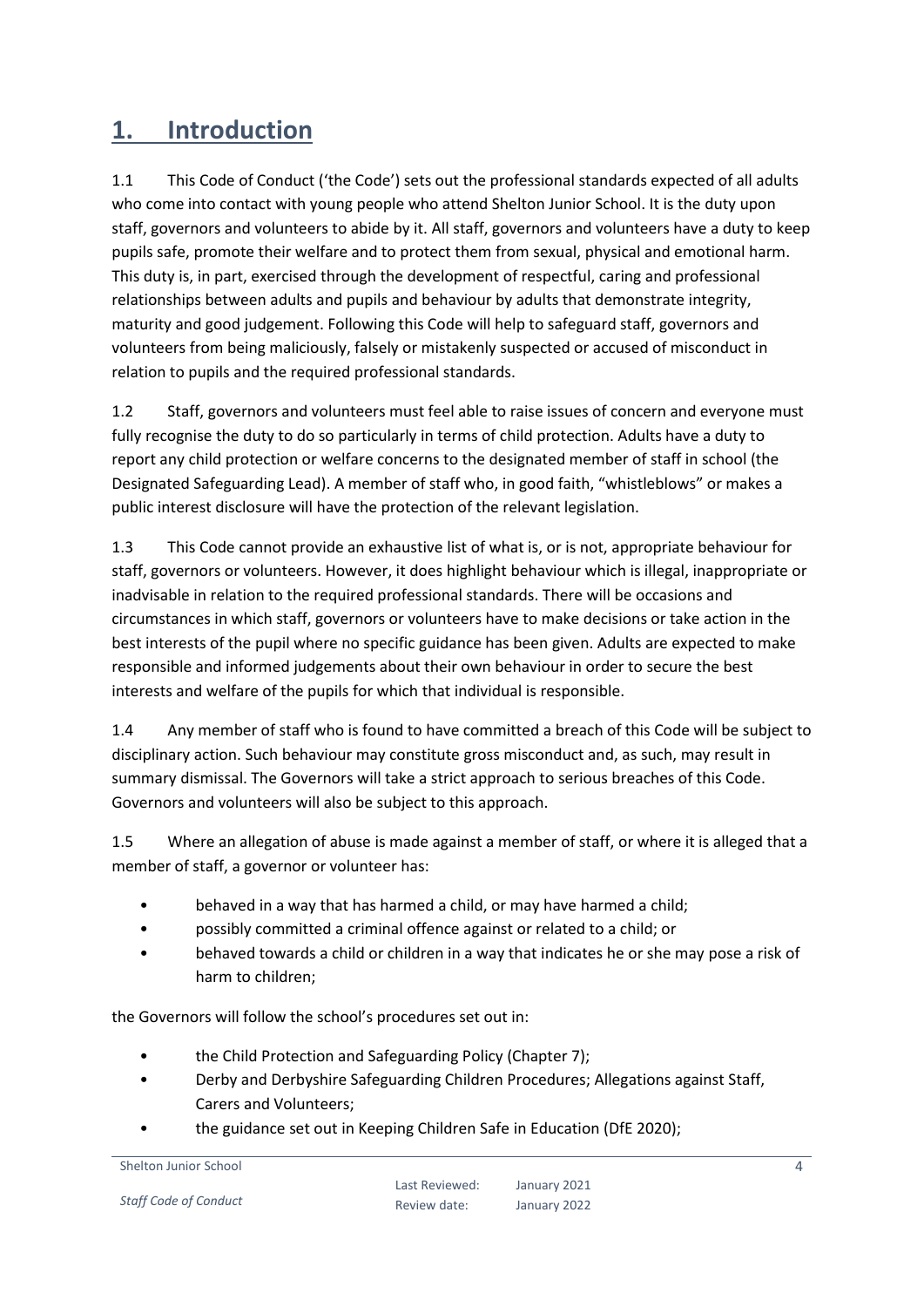# 1. Introduction

1.1 This Code of Conduct ('the Code') sets out the professional standards expected of all adults who come into contact with young people who attend Shelton Junior School. It is the duty upon staff, governors and volunteers to abide by it. All staff, governors and volunteers have a duty to keep pupils safe, promote their welfare and to protect them from sexual, physical and emotional harm. This duty is, in part, exercised through the development of respectful, caring and professional relationships between adults and pupils and behaviour by adults that demonstrate integrity, maturity and good judgement. Following this Code will help to safeguard staff, governors and volunteers from being maliciously, falsely or mistakenly suspected or accused of misconduct in relation to pupils and the required professional standards.

1.2 Staff, governors and volunteers must feel able to raise issues of concern and everyone must fully recognise the duty to do so particularly in terms of child protection. Adults have a duty to report any child protection or welfare concerns to the designated member of staff in school (the Designated Safeguarding Lead). A member of staff who, in good faith, "whistleblows" or makes a public interest disclosure will have the protection of the relevant legislation.

1.3 This Code cannot provide an exhaustive list of what is, or is not, appropriate behaviour for staff, governors or volunteers. However, it does highlight behaviour which is illegal, inappropriate or inadvisable in relation to the required professional standards. There will be occasions and circumstances in which staff, governors or volunteers have to make decisions or take action in the best interests of the pupil where no specific guidance has been given. Adults are expected to make responsible and informed judgements about their own behaviour in order to secure the best interests and welfare of the pupils for which that individual is responsible.

1.4 Any member of staff who is found to have committed a breach of this Code will be subject to disciplinary action. Such behaviour may constitute gross misconduct and, as such, may result in summary dismissal. The Governors will take a strict approach to serious breaches of this Code. Governors and volunteers will also be subject to this approach.

1.5 Where an allegation of abuse is made against a member of staff, or where it is alleged that a member of staff, a governor or volunteer has:

- behaved in a way that has harmed a child, or may have harmed a child;
- possibly committed a criminal offence against or related to a child; or
- behaved towards a child or children in a way that indicates he or she may pose a risk of harm to children;

the Governors will follow the school's procedures set out in:

- the Child Protection and Safeguarding Policy (Chapter 7);
- Derby and Derbyshire Safeguarding Children Procedures; Allegations against Staff, Carers and Volunteers;
- the guidance set out in Keeping Children Safe in Education (DfE 2020);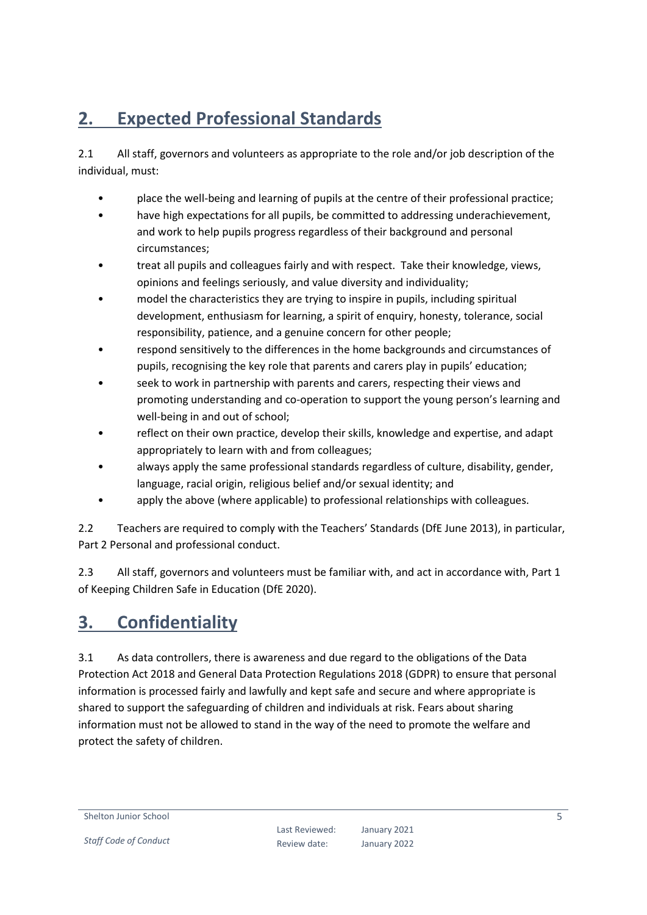## 2. Expected Professional Standards

2.1 All staff, governors and volunteers as appropriate to the role and/or job description of the individual, must:

- place the well-being and learning of pupils at the centre of their professional practice;
- have high expectations for all pupils, be committed to addressing underachievement, and work to help pupils progress regardless of their background and personal circumstances;
- treat all pupils and colleagues fairly and with respect. Take their knowledge, views, opinions and feelings seriously, and value diversity and individuality;
- model the characteristics they are trying to inspire in pupils, including spiritual development, enthusiasm for learning, a spirit of enquiry, honesty, tolerance, social responsibility, patience, and a genuine concern for other people;
- respond sensitively to the differences in the home backgrounds and circumstances of pupils, recognising the key role that parents and carers play in pupils' education;
- seek to work in partnership with parents and carers, respecting their views and promoting understanding and co-operation to support the young person's learning and well-being in and out of school;
- reflect on their own practice, develop their skills, knowledge and expertise, and adapt appropriately to learn with and from colleagues;
- always apply the same professional standards regardless of culture, disability, gender, language, racial origin, religious belief and/or sexual identity; and
- apply the above (where applicable) to professional relationships with colleagues.

2.2 Teachers are required to comply with the Teachers' Standards (DfE June 2013), in particular, Part 2 Personal and professional conduct.

2.3 All staff, governors and volunteers must be familiar with, and act in accordance with, Part 1 of Keeping Children Safe in Education (DfE 2020).

## 3. Confidentiality

3.1 As data controllers, there is awareness and due regard to the obligations of the Data Protection Act 2018 and General Data Protection Regulations 2018 (GDPR) to ensure that personal information is processed fairly and lawfully and kept safe and secure and where appropriate is shared to support the safeguarding of children and individuals at risk. Fears about sharing information must not be allowed to stand in the way of the need to promote the welfare and protect the safety of children.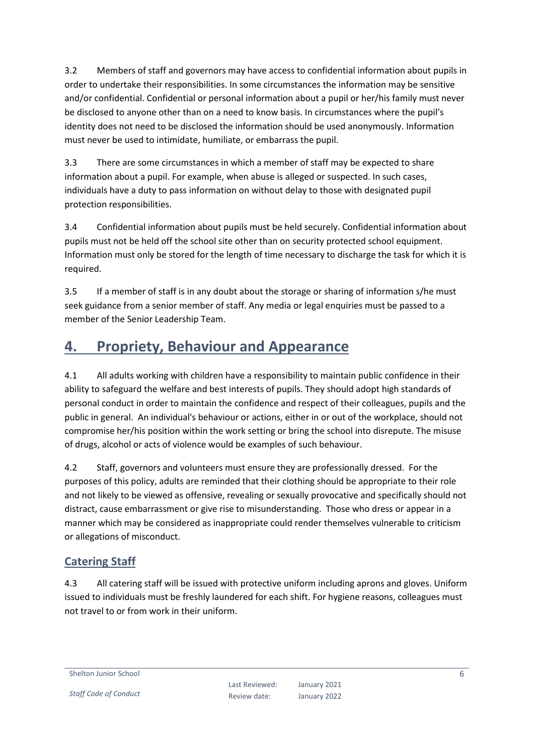3.2 Members of staff and governors may have access to confidential information about pupils in order to undertake their responsibilities. In some circumstances the information may be sensitive and/or confidential. Confidential or personal information about a pupil or her/his family must never be disclosed to anyone other than on a need to know basis. In circumstances where the pupil's identity does not need to be disclosed the information should be used anonymously. Information must never be used to intimidate, humiliate, or embarrass the pupil.

3.3 There are some circumstances in which a member of staff may be expected to share information about a pupil. For example, when abuse is alleged or suspected. In such cases, individuals have a duty to pass information on without delay to those with designated pupil protection responsibilities.

3.4 Confidential information about pupils must be held securely. Confidential information about pupils must not be held off the school site other than on security protected school equipment. Information must only be stored for the length of time necessary to discharge the task for which it is required.

3.5 If a member of staff is in any doubt about the storage or sharing of information s/he must seek guidance from a senior member of staff. Any media or legal enquiries must be passed to a member of the Senior Leadership Team.

# 4. Propriety, Behaviour and Appearance

4.1 All adults working with children have a responsibility to maintain public confidence in their ability to safeguard the welfare and best interests of pupils. They should adopt high standards of personal conduct in order to maintain the confidence and respect of their colleagues, pupils and the public in general. An individual's behaviour or actions, either in or out of the workplace, should not compromise her/his position within the work setting or bring the school into disrepute. The misuse of drugs, alcohol or acts of violence would be examples of such behaviour.

4.2 Staff, governors and volunteers must ensure they are professionally dressed. For the purposes of this policy, adults are reminded that their clothing should be appropriate to their role and not likely to be viewed as offensive, revealing or sexually provocative and specifically should not distract, cause embarrassment or give rise to misunderstanding. Those who dress or appear in a manner which may be considered as inappropriate could render themselves vulnerable to criticism or allegations of misconduct.

## Catering Staff

4.3 All catering staff will be issued with protective uniform including aprons and gloves. Uniform issued to individuals must be freshly laundered for each shift. For hygiene reasons, colleagues must not travel to or from work in their uniform.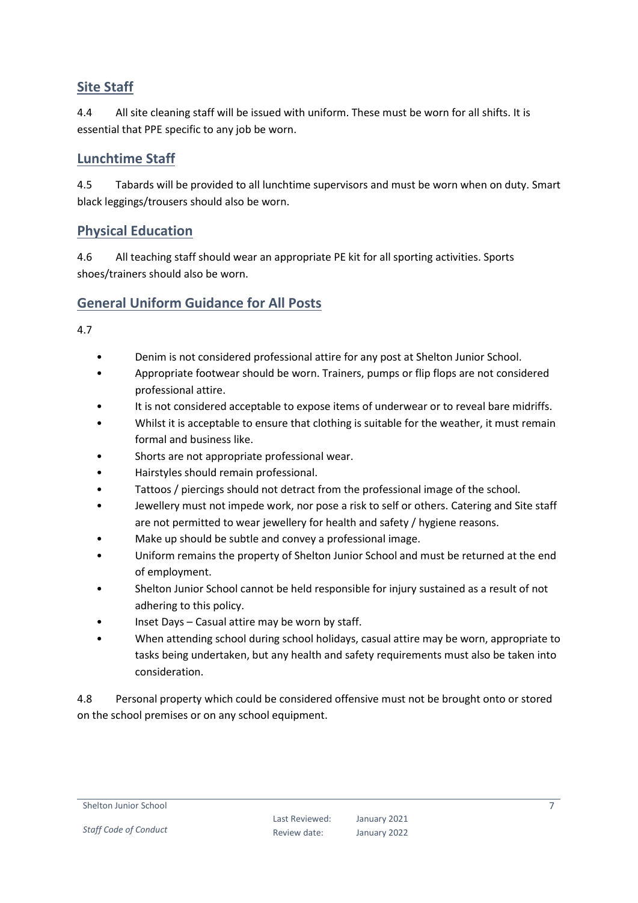## Site Staff

4.4 All site cleaning staff will be issued with uniform. These must be worn for all shifts. It is essential that PPE specific to any job be worn.

## Lunchtime Staff

4.5 Tabards will be provided to all lunchtime supervisors and must be worn when on duty. Smart black leggings/trousers should also be worn.

## Physical Education

4.6 All teaching staff should wear an appropriate PE kit for all sporting activities. Sports shoes/trainers should also be worn.

## General Uniform Guidance for All Posts

4.7

- Denim is not considered professional attire for any post at Shelton Junior School.
- Appropriate footwear should be worn. Trainers, pumps or flip flops are not considered professional attire.
- It is not considered acceptable to expose items of underwear or to reveal bare midriffs.
- Whilst it is acceptable to ensure that clothing is suitable for the weather, it must remain formal and business like.
- Shorts are not appropriate professional wear.
- Hairstyles should remain professional.
- Tattoos / piercings should not detract from the professional image of the school.
- Jewellery must not impede work, nor pose a risk to self or others. Catering and Site staff are not permitted to wear jewellery for health and safety / hygiene reasons.
- Make up should be subtle and convey a professional image.
- Uniform remains the property of Shelton Junior School and must be returned at the end of employment.
- Shelton Junior School cannot be held responsible for injury sustained as a result of not adhering to this policy.
- Inset Days – Casual attire may be worn by staff.
- When attending school during school holidays, casual attire may be worn, appropriate to tasks being undertaken, but any health and safety requirements must also be taken into consideration.

4.8 Personal property which could be considered offensive must not be brought onto or stored on the school premises or on any school equipment.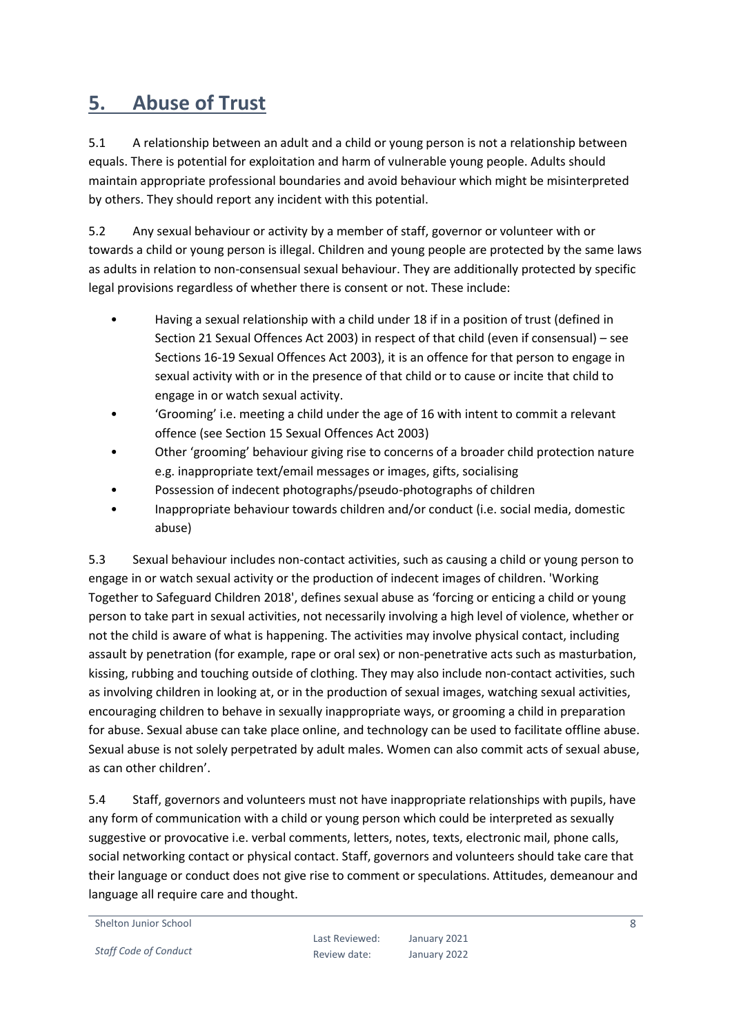## 5. Abuse of Trust

5.1 A relationship between an adult and a child or young person is not a relationship between equals. There is potential for exploitation and harm of vulnerable young people. Adults should maintain appropriate professional boundaries and avoid behaviour which might be misinterpreted by others. They should report any incident with this potential.

5.2 Any sexual behaviour or activity by a member of staff, governor or volunteer with or towards a child or young person is illegal. Children and young people are protected by the same laws as adults in relation to non-consensual sexual behaviour. They are additionally protected by specific legal provisions regardless of whether there is consent or not. These include:

- Having a sexual relationship with a child under 18 if in a position of trust (defined in Section 21 Sexual Offences Act 2003) in respect of that child (even if consensual) – see Sections 16-19 Sexual Offences Act 2003), it is an offence for that person to engage in sexual activity with or in the presence of that child or to cause or incite that child to engage in or watch sexual activity.
- 'Grooming' i.e. meeting a child under the age of 16 with intent to commit a relevant offence (see Section 15 Sexual Offences Act 2003)
- Other 'grooming' behaviour giving rise to concerns of a broader child protection nature e.g. inappropriate text/email messages or images, gifts, socialising
- Possession of indecent photographs/pseudo-photographs of children
- Inappropriate behaviour towards children and/or conduct (i.e. social media, domestic abuse)

5.3 Sexual behaviour includes non-contact activities, such as causing a child or young person to engage in or watch sexual activity or the production of indecent images of children. 'Working Together to Safeguard Children 2018', defines sexual abuse as 'forcing or enticing a child or young person to take part in sexual activities, not necessarily involving a high level of violence, whether or not the child is aware of what is happening. The activities may involve physical contact, including assault by penetration (for example, rape or oral sex) or non-penetrative acts such as masturbation, kissing, rubbing and touching outside of clothing. They may also include non-contact activities, such as involving children in looking at, or in the production of sexual images, watching sexual activities, encouraging children to behave in sexually inappropriate ways, or grooming a child in preparation for abuse. Sexual abuse can take place online, and technology can be used to facilitate offline abuse. Sexual abuse is not solely perpetrated by adult males. Women can also commit acts of sexual abuse, as can other children'.

5.4 Staff, governors and volunteers must not have inappropriate relationships with pupils, have any form of communication with a child or young person which could be interpreted as sexually suggestive or provocative i.e. verbal comments, letters, notes, texts, electronic mail, phone calls, social networking contact or physical contact. Staff, governors and volunteers should take care that their language or conduct does not give rise to comment or speculations. Attitudes, demeanour and language all require care and thought.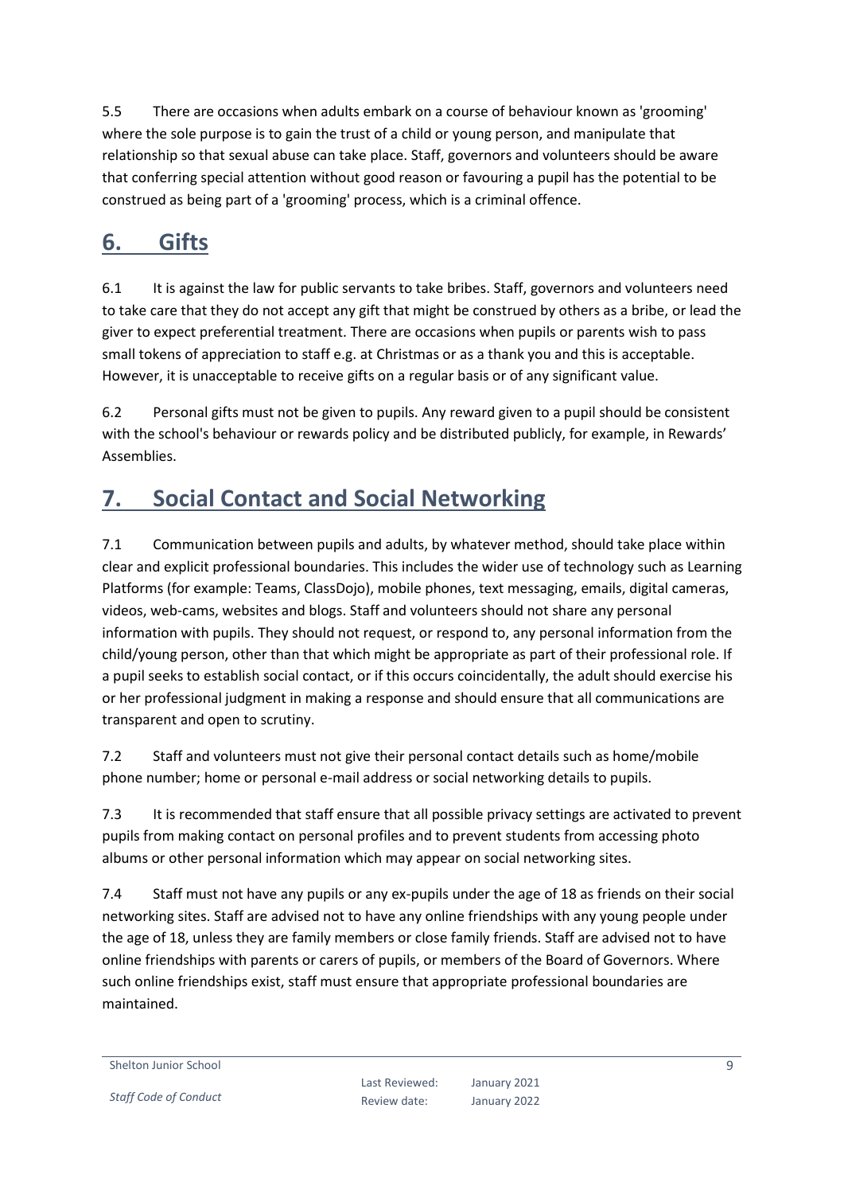5.5 There are occasions when adults embark on a course of behaviour known as 'grooming' where the sole purpose is to gain the trust of a child or young person, and manipulate that relationship so that sexual abuse can take place. Staff, governors and volunteers should be aware that conferring special attention without good reason or favouring a pupil has the potential to be construed as being part of a 'grooming' process, which is a criminal offence.

## 6. Gifts

6.1 It is against the law for public servants to take bribes. Staff, governors and volunteers need to take care that they do not accept any gift that might be construed by others as a bribe, or lead the giver to expect preferential treatment. There are occasions when pupils or parents wish to pass small tokens of appreciation to staff e.g. at Christmas or as a thank you and this is acceptable. However, it is unacceptable to receive gifts on a regular basis or of any significant value.

6.2 Personal gifts must not be given to pupils. Any reward given to a pupil should be consistent with the school's behaviour or rewards policy and be distributed publicly, for example, in Rewards' Assemblies.

## 7. Social Contact and Social Networking

7.1 Communication between pupils and adults, by whatever method, should take place within clear and explicit professional boundaries. This includes the wider use of technology such as Learning Platforms (for example: Teams, ClassDojo), mobile phones, text messaging, emails, digital cameras, videos, web-cams, websites and blogs. Staff and volunteers should not share any personal information with pupils. They should not request, or respond to, any personal information from the child/young person, other than that which might be appropriate as part of their professional role. If a pupil seeks to establish social contact, or if this occurs coincidentally, the adult should exercise his or her professional judgment in making a response and should ensure that all communications are transparent and open to scrutiny.

7.2 Staff and volunteers must not give their personal contact details such as home/mobile phone number; home or personal e-mail address or social networking details to pupils.

7.3 It is recommended that staff ensure that all possible privacy settings are activated to prevent pupils from making contact on personal profiles and to prevent students from accessing photo albums or other personal information which may appear on social networking sites.

7.4 Staff must not have any pupils or any ex-pupils under the age of 18 as friends on their social networking sites. Staff are advised not to have any online friendships with any young people under the age of 18, unless they are family members or close family friends. Staff are advised not to have online friendships with parents or carers of pupils, or members of the Board of Governors. Where such online friendships exist, staff must ensure that appropriate professional boundaries are maintained.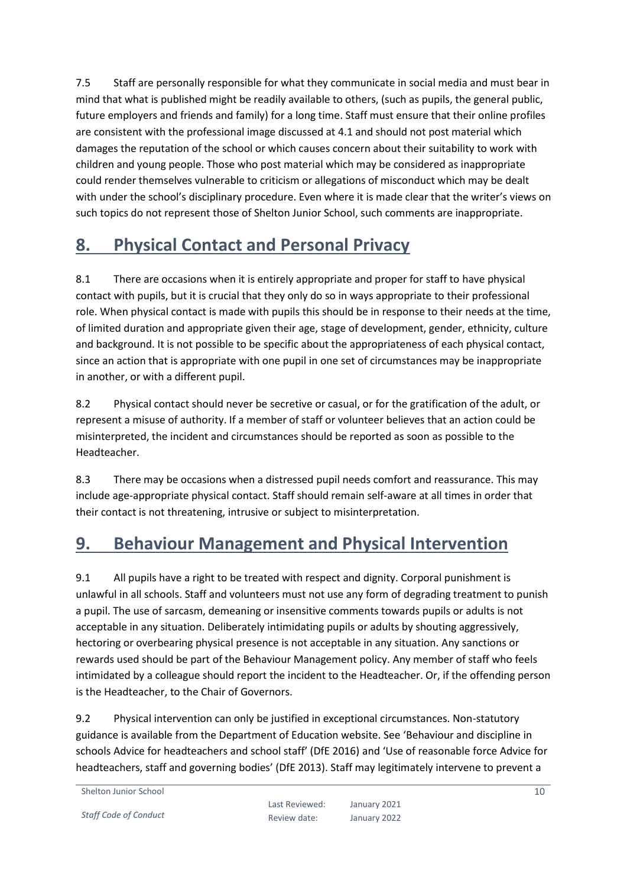7.5 Staff are personally responsible for what they communicate in social media and must bear in mind that what is published might be readily available to others, (such as pupils, the general public, future employers and friends and family) for a long time. Staff must ensure that their online profiles are consistent with the professional image discussed at 4.1 and should not post material which damages the reputation of the school or which causes concern about their suitability to work with children and young people. Those who post material which may be considered as inappropriate could render themselves vulnerable to criticism or allegations of misconduct which may be dealt with under the school's disciplinary procedure. Even where it is made clear that the writer's views on such topics do not represent those of Shelton Junior School, such comments are inappropriate.

## 8. Physical Contact and Personal Privacy

8.1 There are occasions when it is entirely appropriate and proper for staff to have physical contact with pupils, but it is crucial that they only do so in ways appropriate to their professional role. When physical contact is made with pupils this should be in response to their needs at the time, of limited duration and appropriate given their age, stage of development, gender, ethnicity, culture and background. It is not possible to be specific about the appropriateness of each physical contact, since an action that is appropriate with one pupil in one set of circumstances may be inappropriate in another, or with a different pupil.

8.2 Physical contact should never be secretive or casual, or for the gratification of the adult, or represent a misuse of authority. If a member of staff or volunteer believes that an action could be misinterpreted, the incident and circumstances should be reported as soon as possible to the Headteacher.

8.3 There may be occasions when a distressed pupil needs comfort and reassurance. This may include age-appropriate physical contact. Staff should remain self-aware at all times in order that their contact is not threatening, intrusive or subject to misinterpretation.

## 9. Behaviour Management and Physical Intervention

9.1 All pupils have a right to be treated with respect and dignity. Corporal punishment is unlawful in all schools. Staff and volunteers must not use any form of degrading treatment to punish a pupil. The use of sarcasm, demeaning or insensitive comments towards pupils or adults is not acceptable in any situation. Deliberately intimidating pupils or adults by shouting aggressively, hectoring or overbearing physical presence is not acceptable in any situation. Any sanctions or rewards used should be part of the Behaviour Management policy. Any member of staff who feels intimidated by a colleague should report the incident to the Headteacher. Or, if the offending person is the Headteacher, to the Chair of Governors.

9.2 Physical intervention can only be justified in exceptional circumstances. Non-statutory guidance is available from the Department of Education website. See 'Behaviour and discipline in schools Advice for headteachers and school staff' (DfE 2016) and 'Use of reasonable force Advice for headteachers, staff and governing bodies' (DfE 2013). Staff may legitimately intervene to prevent a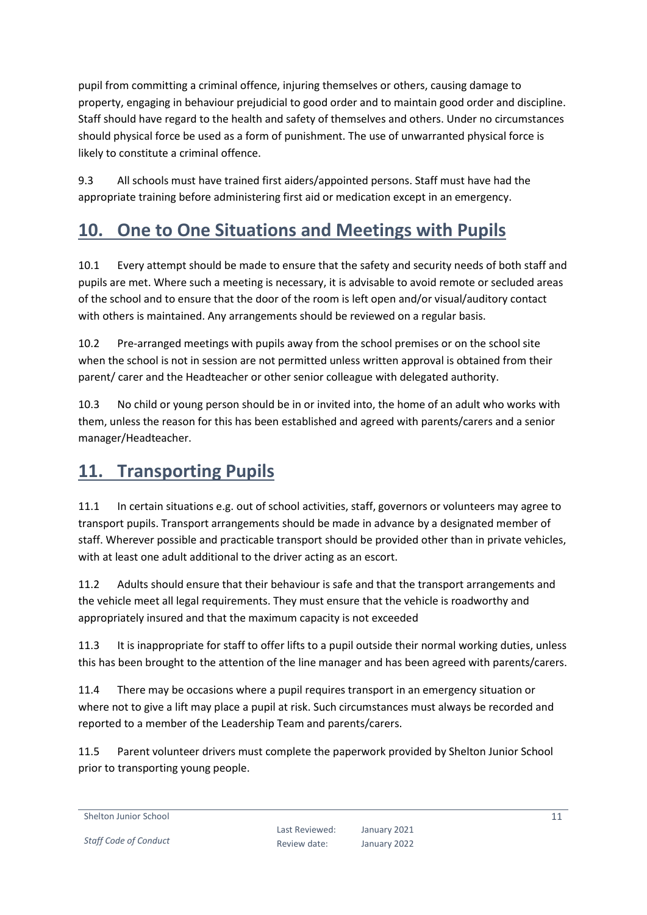pupil from committing a criminal offence, injuring themselves or others, causing damage to property, engaging in behaviour prejudicial to good order and to maintain good order and discipline. Staff should have regard to the health and safety of themselves and others. Under no circumstances should physical force be used as a form of punishment. The use of unwarranted physical force is likely to constitute a criminal offence.

9.3 All schools must have trained first aiders/appointed persons. Staff must have had the appropriate training before administering first aid or medication except in an emergency.

## 10. One to One Situations and Meetings with Pupils

10.1 Every attempt should be made to ensure that the safety and security needs of both staff and pupils are met. Where such a meeting is necessary, it is advisable to avoid remote or secluded areas of the school and to ensure that the door of the room is left open and/or visual/auditory contact with others is maintained. Any arrangements should be reviewed on a regular basis.

10.2 Pre-arranged meetings with pupils away from the school premises or on the school site when the school is not in session are not permitted unless written approval is obtained from their parent/ carer and the Headteacher or other senior colleague with delegated authority.

10.3 No child or young person should be in or invited into, the home of an adult who works with them, unless the reason for this has been established and agreed with parents/carers and a senior manager/Headteacher.

## 11. Transporting Pupils

11.1 In certain situations e.g. out of school activities, staff, governors or volunteers may agree to transport pupils. Transport arrangements should be made in advance by a designated member of staff. Wherever possible and practicable transport should be provided other than in private vehicles, with at least one adult additional to the driver acting as an escort.

11.2 Adults should ensure that their behaviour is safe and that the transport arrangements and the vehicle meet all legal requirements. They must ensure that the vehicle is roadworthy and appropriately insured and that the maximum capacity is not exceeded

11.3 It is inappropriate for staff to offer lifts to a pupil outside their normal working duties, unless this has been brought to the attention of the line manager and has been agreed with parents/carers.

11.4 There may be occasions where a pupil requires transport in an emergency situation or where not to give a lift may place a pupil at risk. Such circumstances must always be recorded and reported to a member of the Leadership Team and parents/carers.

11.5 Parent volunteer drivers must complete the paperwork provided by Shelton Junior School prior to transporting young people.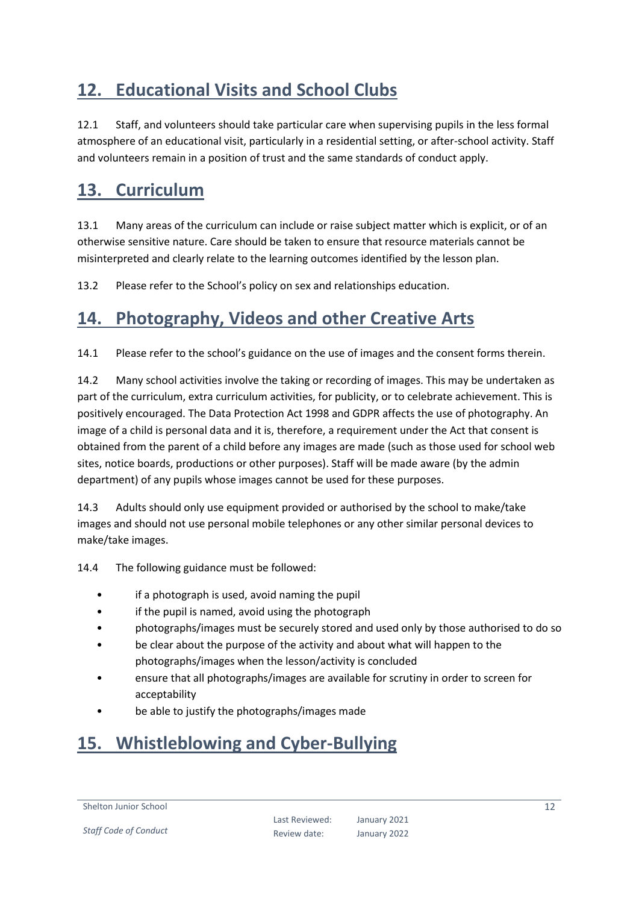## 12. Educational Visits and School Clubs

12.1 Staff, and volunteers should take particular care when supervising pupils in the less formal atmosphere of an educational visit, particularly in a residential setting, or after-school activity. Staff and volunteers remain in a position of trust and the same standards of conduct apply.

## 13. Curriculum

13.1 Many areas of the curriculum can include or raise subject matter which is explicit, or of an otherwise sensitive nature. Care should be taken to ensure that resource materials cannot be misinterpreted and clearly relate to the learning outcomes identified by the lesson plan.

13.2 Please refer to the School's policy on sex and relationships education.

## 14. Photography, Videos and other Creative Arts

14.1 Please refer to the school's guidance on the use of images and the consent forms therein.

14.2 Many school activities involve the taking or recording of images. This may be undertaken as part of the curriculum, extra curriculum activities, for publicity, or to celebrate achievement. This is positively encouraged. The Data Protection Act 1998 and GDPR affects the use of photography. An image of a child is personal data and it is, therefore, a requirement under the Act that consent is obtained from the parent of a child before any images are made (such as those used for school web sites, notice boards, productions or other purposes). Staff will be made aware (by the admin department) of any pupils whose images cannot be used for these purposes.

14.3 Adults should only use equipment provided or authorised by the school to make/take images and should not use personal mobile telephones or any other similar personal devices to make/take images.

14.4 The following guidance must be followed:

- if a photograph is used, avoid naming the pupil
- if the pupil is named, avoid using the photograph
- photographs/images must be securely stored and used only by those authorised to do so
- be clear about the purpose of the activity and about what will happen to the photographs/images when the lesson/activity is concluded
- ensure that all photographs/images are available for scrutiny in order to screen for acceptability
- be able to justify the photographs/images made

## 15. Whistleblowing and Cyber-Bullying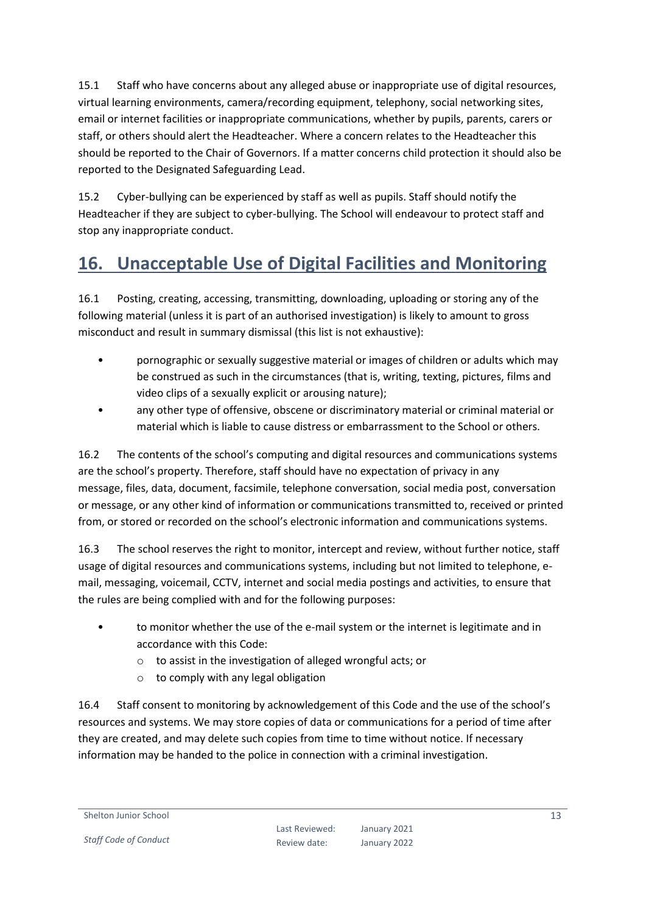15.1 Staff who have concerns about any alleged abuse or inappropriate use of digital resources, virtual learning environments, camera/recording equipment, telephony, social networking sites, email or internet facilities or inappropriate communications, whether by pupils, parents, carers or staff, or others should alert the Headteacher. Where a concern relates to the Headteacher this should be reported to the Chair of Governors. If a matter concerns child protection it should also be reported to the Designated Safeguarding Lead.

15.2 Cyber-bullying can be experienced by staff as well as pupils. Staff should notify the Headteacher if they are subject to cyber-bullying. The School will endeavour to protect staff and stop any inappropriate conduct.

## 16. Unacceptable Use of Digital Facilities and Monitoring

16.1 Posting, creating, accessing, transmitting, downloading, uploading or storing any of the following material (unless it is part of an authorised investigation) is likely to amount to gross misconduct and result in summary dismissal (this list is not exhaustive):

- pornographic or sexually suggestive material or images of children or adults which may be construed as such in the circumstances (that is, writing, texting, pictures, films and video clips of a sexually explicit or arousing nature);
- any other type of offensive, obscene or discriminatory material or criminal material or material which is liable to cause distress or embarrassment to the School or others.

16.2 The contents of the school's computing and digital resources and communications systems are the school's property. Therefore, staff should have no expectation of privacy in any message, files, data, document, facsimile, telephone conversation, social media post, conversation or message, or any other kind of information or communications transmitted to, received or printed from, or stored or recorded on the school's electronic information and communications systems.

16.3 The school reserves the right to monitor, intercept and review, without further notice, staff usage of digital resources and communications systems, including but not limited to telephone, e-mail, messaging, voicemail, CCTV, internet and social media postings and activities, to ensure that the rules are being complied with and for the following purposes:

- to monitor whether the use of the e-mail system or the internet is legitimate and in accordance with this Code:
  - to assist in the investigation of alleged wrongful acts; or
  - to comply with any legal obligation

16.4 Staff consent to monitoring by acknowledgement of this Code and the use of the school's resources and systems. We may store copies of data or communications for a period of time after they are created, and may delete such copies from time to time without notice. If necessary information may be handed to the police in connection with a criminal investigation.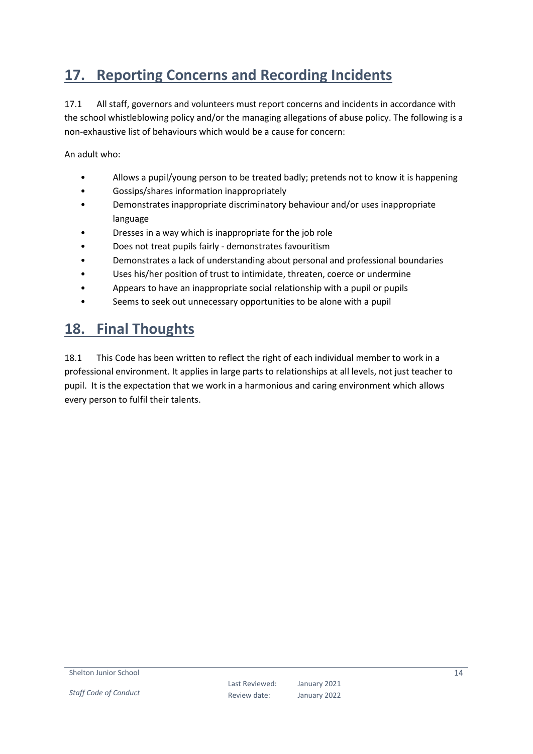## 17. Reporting Concerns and Recording Incidents

17.1 All staff, governors and volunteers must report concerns and incidents in accordance with the school whistleblowing policy and/or the managing allegations of abuse policy. The following is a non-exhaustive list of behaviours which would be a cause for concern:

An adult who:

- Allows a pupil/young person to be treated badly; pretends not to know it is happening
- Gossips/shares information inappropriately
- Demonstrates inappropriate discriminatory behaviour and/or uses inappropriate language
- Dresses in a way which is inappropriate for the job role
- Does not treat pupils fairly - demonstrates favouritism
- Demonstrates a lack of understanding about personal and professional boundaries
- Uses his/her position of trust to intimidate, threaten, coerce or undermine
- Appears to have an inappropriate social relationship with a pupil or pupils
- Seems to seek out unnecessary opportunities to be alone with a pupil

## 18. Final Thoughts

18.1 This Code has been written to reflect the right of each individual member to work in a professional environment. It applies in large parts to relationships at all levels, not just teacher to pupil. It is the expectation that we work in a harmonious and caring environment which allows every person to fulfil their talents.